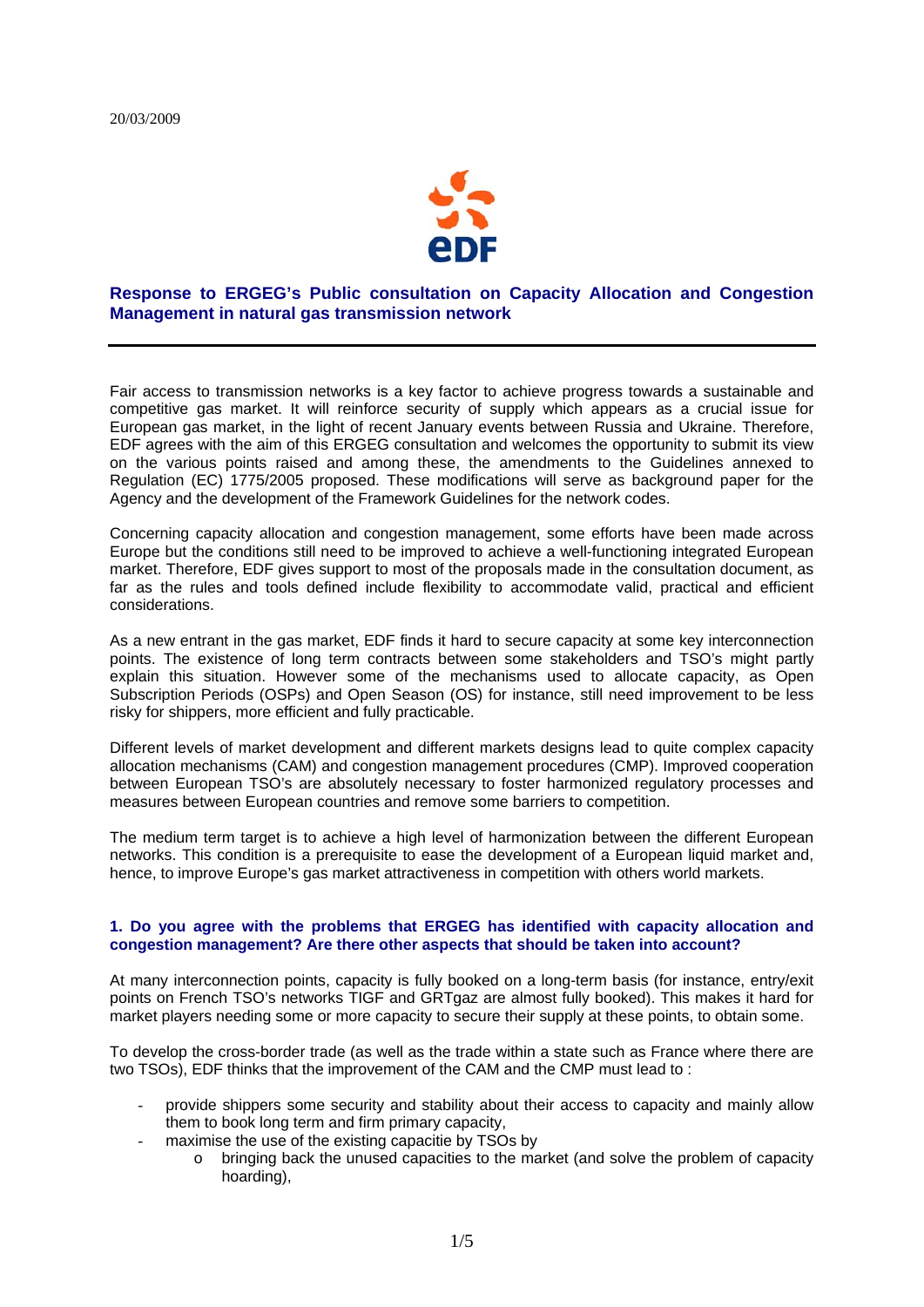20/03/2009

# Response to ERGEG's Public consultation on Capacity Allocation and Congestion Management in natural gas transmission network

Fair access to transmission networks is a key factor to achieve progress towards a sustainable and competitive gas market. It will reinforce security of supply which appears as a crucial issue for European gas market, in the light of recent January events between Russia and Ukraine. Therefore, EDF agrees with the aim of this ERGEG consultation and welcomes the opportunity to submit its view on the various points raised and among these, the amendments to the Guidelines annexed to Regulation (EC) 1775/2005 proposed. These modifications will serve as background paper for the Agency and the development of the Framework Guidelines for the network codes.

Concerning capacity allocation and congestion management, some efforts have been made across Europe but the conditions still need to be improved to achieve a well-functioning integrated European market. Therefore, EDF gives support to most of the proposals made in the consultation document, as far as the rules and tools defined include flexibility to accommodate valid, practical and efficient considerations.

As a new entrant in the gas market, EDF finds it hard to secure capacity at some key interconnection points. The existence of long term contracts between some stakeholders and TSO's might partly explain this situation. However some of the mechanisms used to allocate capacity, as Open Subscription Periods (OSPs) and Open Season (OS) for instance, still need improvement to be less risky for shippers, more efficient and fully practicable.

Different levels of market development and different markets designs lead to quite complex capacity allocation mechanisms (CAM) and congestion management procedures (CMP). Improved cooperation between European TSO's are absolutely necessary to foster harmonized regulatory processes and measures between European countries and remove some barriers to competition.

The medium term target is to achieve a high level of harmonization between the different European networks. This condition is a prerequisite to ease the development of a European liquid market and, hence, to improve Europe's gas market attractiveness in competition with others world markets.

## 1. Do you agree with the problems that ERGEG has identified with capacity allocation and congestion management? Are there other aspects that should be taken into account?

At many interconnection points, capacity is fully booked on a long-term basis (for instance, entry/exit points on French TSO's networks TIGF and GRTgaz are almost fully booked). This makes it hard for market players needing some or more capacity to secure their supply at these points, to obtain some.

To develop the cross-border trade (as well as the trade within a state such as France where there are two TSOs), EDF thinks that the improvement of the CAM and the CMP must lead to :

- provide shippers some security and stability about their access to capacity and mainly allow them to book long term and firm primary capacity,
- maximise the use of the existing capacitie by TSOs by
  - bringing back the unused capacities to the market (and solve the problem of capacity hoarding),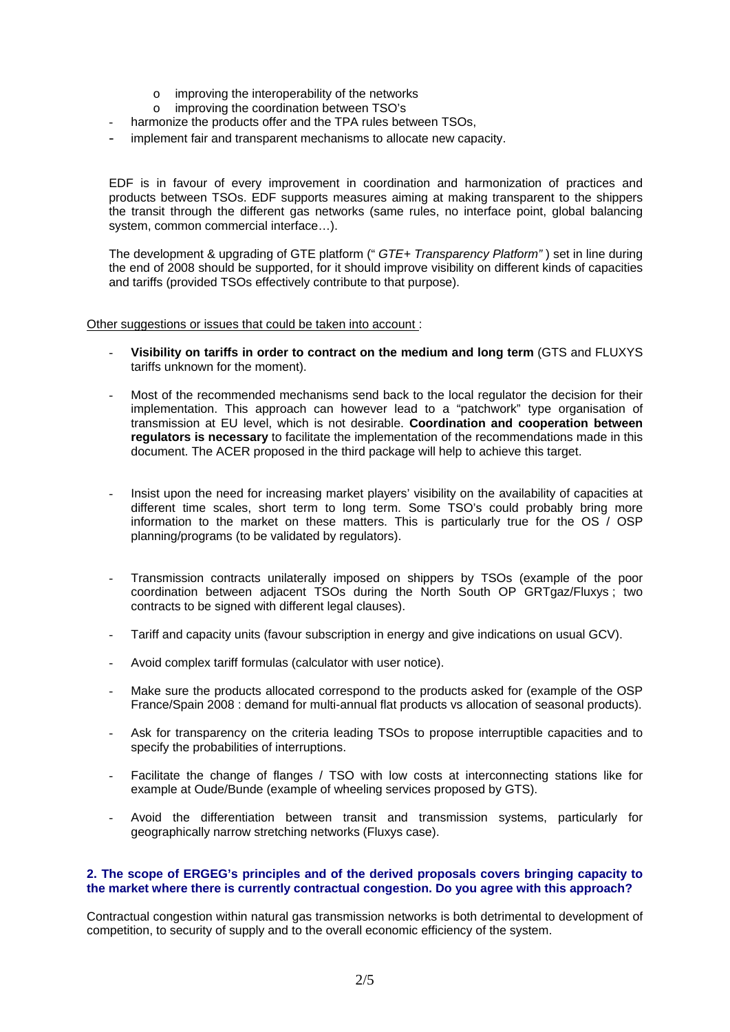- improving the interoperability of the networks
    - improving the coordination between TSO's
- harmonize the products offer and the TPA rules between TSOs,
- implement fair and transparent mechanisms to allocate new capacity.

EDF is in favour of every improvement in coordination and harmonization of practices and products between TSOs. EDF supports measures aiming at making transparent to the shippers the transit through the different gas networks (same rules, no interface point, global balancing system, common commercial interface…).

The development & upgrading of GTE platform (" *GTE+ Transparency Platform"* ) set in line during the end of 2008 should be supported, for it should improve visibility on different kinds of capacities and tariffs (provided TSOs effectively contribute to that purpose).

<u>Other suggestions or issues that could be taken into account</u> :

- **Visibility on tariffs in order to contract on the medium and long term** (GTS and FLUXYS tariffs unknown for the moment).
- Most of the recommended mechanisms send back to the local regulator the decision for their implementation. This approach can however lead to a "patchwork" type organisation of transmission at EU level, which is not desirable. **Coordination and cooperation between regulators is necessary** to facilitate the implementation of the recommendations made in this document. The ACER proposed in the third package will help to achieve this target.
- Insist upon the need for increasing market players' visibility on the availability of capacities at different time scales, short term to long term. Some TSO's could probably bring more information to the market on these matters. This is particularly true for the OS / OSP planning/programs (to be validated by regulators).
- Transmission contracts unilaterally imposed on shippers by TSOs (example of the poor coordination between adjacent TSOs during the North South OP GRTgaz/Fluxys ; two contracts to be signed with different legal clauses).
- Tariff and capacity units (favour subscription in energy and give indications on usual GCV).
- Avoid complex tariff formulas (calculator with user notice).
- Make sure the products allocated correspond to the products asked for (example of the OSP France/Spain 2008 : demand for multi-annual flat products vs allocation of seasonal products).
- Ask for transparency on the criteria leading TSOs to propose interruptible capacities and to specify the probabilities of interruptions.
- Facilitate the change of flanges / TSO with low costs at interconnecting stations like for example at Oude/Bunde (example of wheeling services proposed by GTS).
- Avoid the differentiation between transit and transmission systems, particularly for geographically narrow stretching networks (Fluxys case).

**2. The scope of ERGEG's principles and of the derived proposals covers bringing capacity to the market where there is currently contractual congestion. Do you agree with this approach?**

Contractual congestion within natural gas transmission networks is both detrimental to development of competition, to security of supply and to the overall economic efficiency of the system.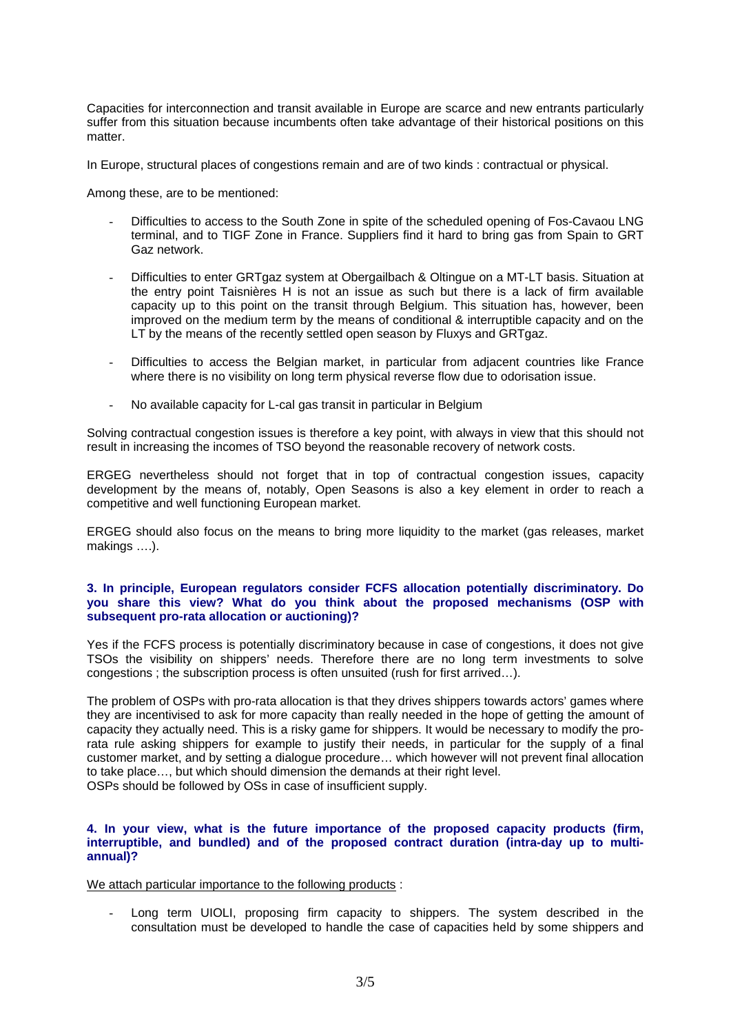Capacities for interconnection and transit available in Europe are scarce and new entrants particularly suffer from this situation because incumbents often take advantage of their historical positions on this matter.

In Europe, structural places of congestions remain and are of two kinds : contractual or physical.

Among these, are to be mentioned:

- Difficulties to access to the South Zone in spite of the scheduled opening of Fos-Cavaou LNG terminal, and to TIGF Zone in France. Suppliers find it hard to bring gas from Spain to GRT Gaz network.
- Difficulties to enter GRTgaz system at Obergailbach & Oltingue on a MT-LT basis. Situation at the entry point Taisnières H is not an issue as such but there is a lack of firm available capacity up to this point on the transit through Belgium. This situation has, however, been improved on the medium term by the means of conditional & interruptible capacity and on the LT by the means of the recently settled open season by Fluxys and GRTgaz.
- Difficulties to access the Belgian market, in particular from adjacent countries like France where there is no visibility on long term physical reverse flow due to odorisation issue.
- No available capacity for L-cal gas transit in particular in Belgium

Solving contractual congestion issues is therefore a key point, with always in view that this should not result in increasing the incomes of TSO beyond the reasonable recovery of network costs.

ERGEG nevertheless should not forget that in top of contractual congestion issues, capacity development by the means of, notably, Open Seasons is also a key element in order to reach a competitive and well functioning European market.

ERGEG should also focus on the means to bring more liquidity to the market (gas releases, market makings ….).

**3. In principle, European regulators consider FCFS allocation potentially discriminatory. Do you share this view? What do you think about the proposed mechanisms (OSP with subsequent pro-rata allocation or auctioning)?**

Yes if the FCFS process is potentially discriminatory because in case of congestions, it does not give TSOs the visibility on shippers' needs. Therefore there are no long term investments to solve congestions ; the subscription process is often unsuited (rush for first arrived…).

The problem of OSPs with pro-rata allocation is that they drives shippers towards actors' games where they are incentivised to ask for more capacity than really needed in the hope of getting the amount of capacity they actually need. This is a risky game for shippers. It would be necessary to modify the pro-rata rule asking shippers for example to justify their needs, in particular for the supply of a final customer market, and by setting a dialogue procedure… which however will not prevent final allocation to take place…, but which should dimension the demands at their right level.
OSPs should be followed by OSs in case of insufficient supply.

**4. In your view, what is the future importance of the proposed capacity products (firm, interruptible, and bundled) and of the proposed contract duration (intra-day up to multi-annual)?**

<u>We attach particular importance to the following products</u> :

- Long term UIOLI, proposing firm capacity to shippers. The system described in the consultation must be developed to handle the case of capacities held by some shippers and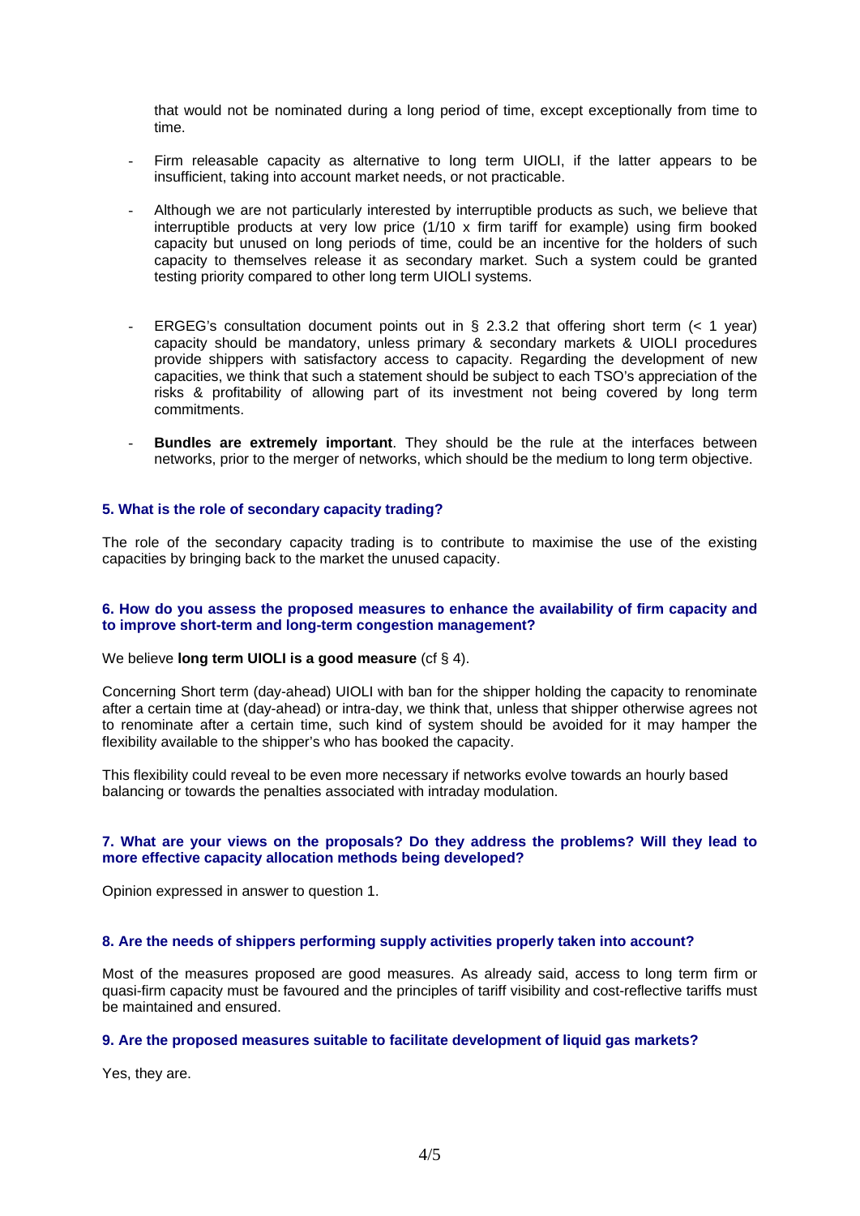that would not be nominated during a long period of time, except exceptionally from time to time.

- Firm releasable capacity as alternative to long term UIOLI, if the latter appears to be insufficient, taking into account market needs, or not practicable.

- Although we are not particularly interested by interruptible products as such, we believe that interruptible products at very low price (1/10 x firm tariff for example) using firm booked capacity but unused on long periods of time, could be an incentive for the holders of such capacity to themselves release it as secondary market. Such a system could be granted testing priority compared to other long term UIOLI systems.

- ERGEG's consultation document points out in § 2.3.2 that offering short term (< 1 year) capacity should be mandatory, unless primary & secondary markets & UIOLI procedures provide shippers with satisfactory access to capacity. Regarding the development of new capacities, we think that such a statement should be subject to each TSO's appreciation of the risks & profitability of allowing part of its investment not being covered by long term commitments.

- **Bundles are extremely important**. They should be the rule at the interfaces between networks, prior to the merger of networks, which should be the medium to long term objective.

**5. What is the role of secondary capacity trading?**

The role of the secondary capacity trading is to contribute to maximise the use of the existing capacities by bringing back to the market the unused capacity.

**6. How do you assess the proposed measures to enhance the availability of firm capacity and to improve short-term and long-term congestion management?**

We believe **long term UIOLI is a good measure** (cf § 4).

Concerning Short term (day-ahead) UIOLI with ban for the shipper holding the capacity to renominate after a certain time at (day-ahead) or intra-day, we think that, unless that shipper otherwise agrees not to renominate after a certain time, such kind of system should be avoided for it may hamper the flexibility available to the shipper's who has booked the capacity.

This flexibility could reveal to be even more necessary if networks evolve towards an hourly based balancing or towards the penalties associated with intraday modulation.

**7. What are your views on the proposals? Do they address the problems? Will they lead to more effective capacity allocation methods being developed?**

Opinion expressed in answer to question 1.

**8. Are the needs of shippers performing supply activities properly taken into account?**

Most of the measures proposed are good measures. As already said, access to long term firm or quasi-firm capacity must be favoured and the principles of tariff visibility and cost-reflective tariffs must be maintained and ensured.

**9. Are the proposed measures suitable to facilitate development of liquid gas markets?**

Yes, they are.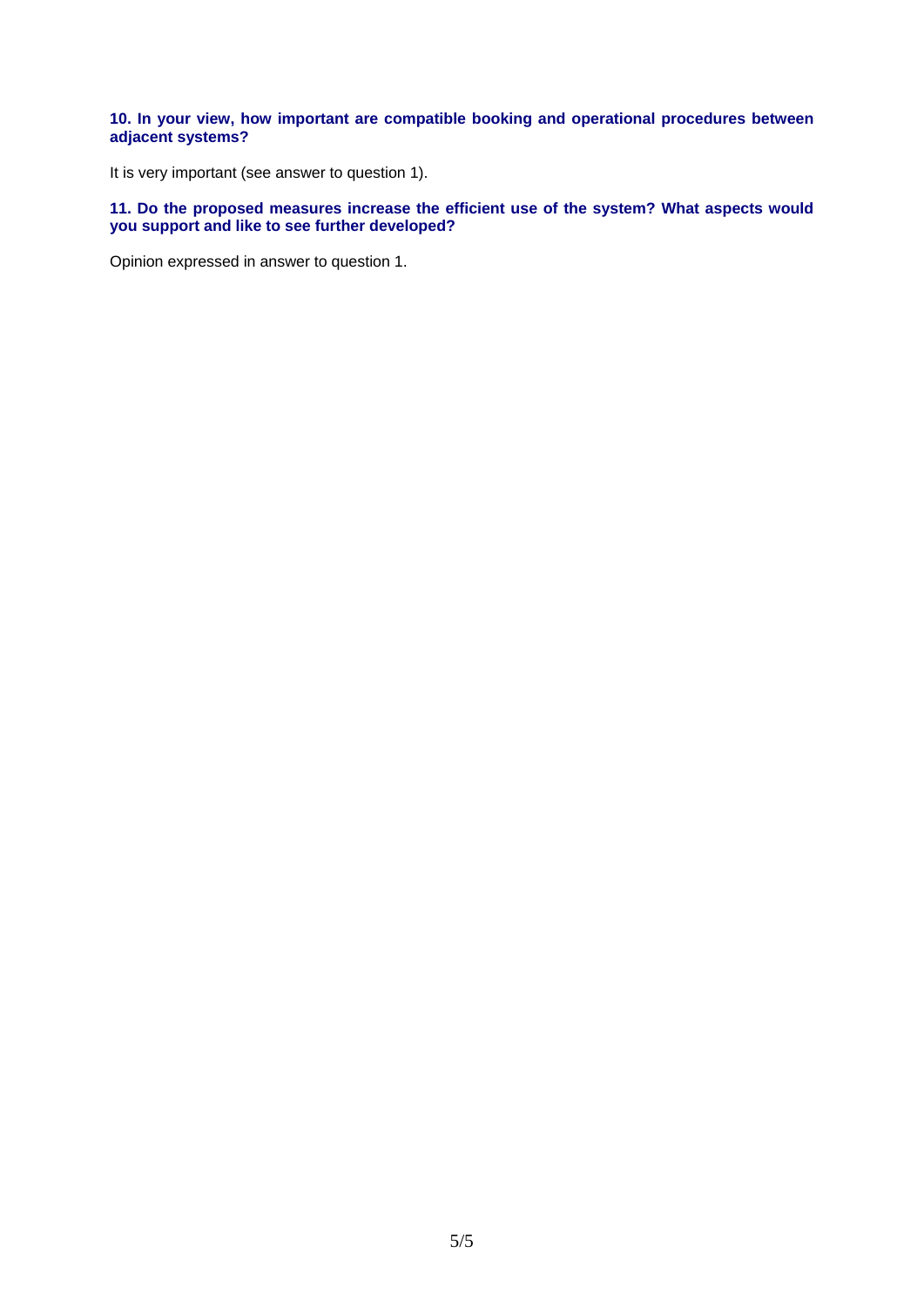**10. In your view, how important are compatible booking and operational procedures between adjacent systems?**

It is very important (see answer to question 1).

**11. Do the proposed measures increase the efficient use of the system? What aspects would you support and like to see further developed?**

Opinion expressed in answer to question 1.